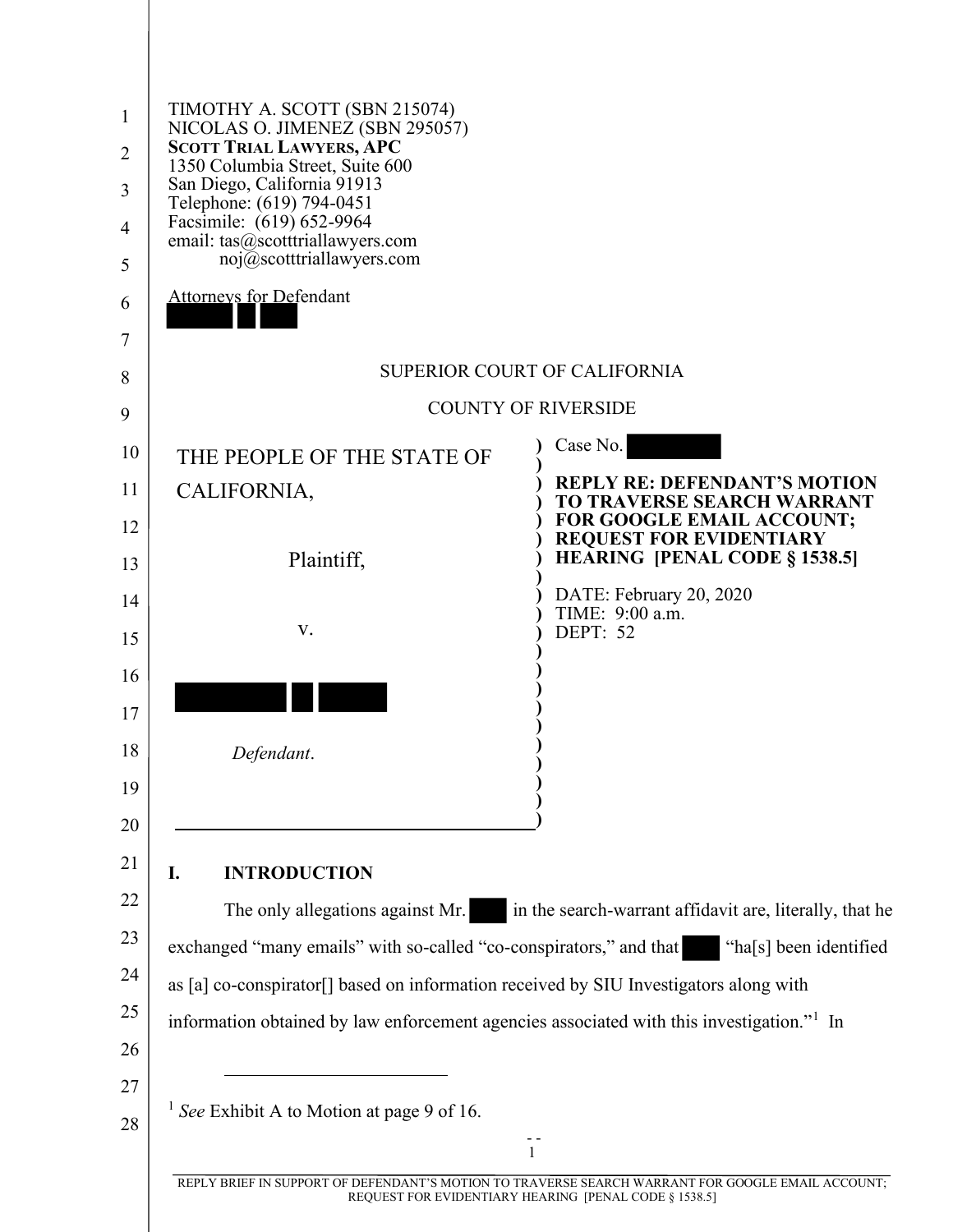TIMOTHY A. SCOTT (SBN 215074)
NICOLAS O. JIMENEZ (SBN 295057)
**SCOTT TRIAL LAWYERS, APC**
1350 Columbia Street, Suite 600
San Diego, California 91913
Telephone: (619) 794-0451
Facsimile: (619) 652-9964
email: tas@scotttriallawyers.com
noj@scotttriallawyers.com

Attorneys for Defendant
█████ █ ███

SUPERIOR COURT OF CALIFORNIA

COUNTY OF RIVERSIDE

| | |
|---|---|
| THE PEOPLE OF THE STATE OF CALIFORNIA,<br><br>Plaintiff,<br><br>v.<br><br>█████ █ ███<br><br>*Defendant*. | Case No. ██████<br><br>**REPLY RE: DEFENDANT'S MOTION TO TRAVERSE SEARCH WARRANT FOR GOOGLE EMAIL ACCOUNT; REQUEST FOR EVIDENTIARY HEARING [PENAL CODE § 1538.5]**<br><br>DATE: February 20, 2020<br>TIME: 9:00 a.m.<br>DEPT: 52 |

## I. INTRODUCTION

The only allegations against Mr. ███ in the search-warrant affidavit are, literally, that he exchanged "many emails" with so-called "co-conspirators," and that ███ "ha[s] been identified as [a] co-conspirator[] based on information received by SIU Investigators along with information obtained by law enforcement agencies associated with this investigation."[1] In

[1] *See* Exhibit A to Motion at page 9 of 16.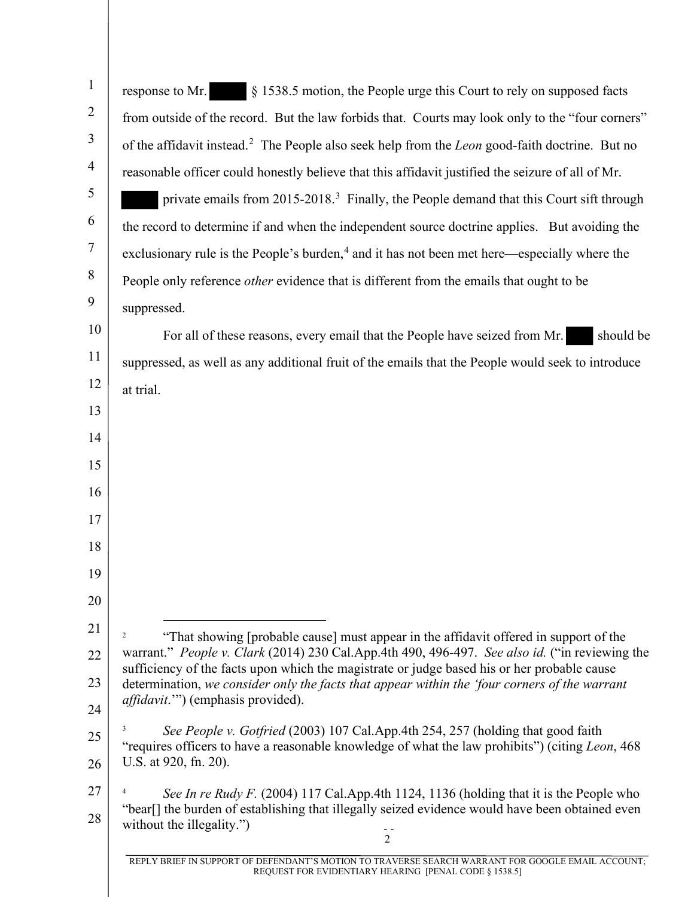response to Mr. ███ § 1538.5 motion, the People urge this Court to rely on supposed facts from outside of the record. But the law forbids that. Courts may look only to the "four corners" of the affidavit instead.[2] The People also seek help from the *Leon* good-faith doctrine. But no reasonable officer could honestly believe that this affidavit justified the seizure of all of Mr. ███ private emails from 2015-2018.[3] Finally, the People demand that this Court sift through the record to determine if and when the independent source doctrine applies. But avoiding the exclusionary rule is the People's burden,[4] and it has not been met here—especially where the People only reference *other* evidence that is different from the emails that ought to be suppressed.

For all of these reasons, every email that the People have seized from Mr. ███ should be suppressed, as well as any additional fruit of the emails that the People would seek to introduce at trial.

---

[2] "That showing [probable cause] must appear in the affidavit offered in support of the warrant." *People v. Clark* (2014) 230 Cal.App.4th 490, 496-497. *See also id.* ("in reviewing the sufficiency of the facts upon which the magistrate or judge based his or her probable cause determination, *we consider only the facts that appear within the 'four corners of the warrant affidavit.*'") (emphasis provided).

[3] *See People v. Gotfried* (2003) 107 Cal.App.4th 254, 257 (holding that good faith "requires officers to have a reasonable knowledge of what the law prohibits") (citing *Leon*, 468 U.S. at 920, fn. 20).

[4] *See In re Rudy F.* (2004) 117 Cal.App.4th 1124, 1136 (holding that it is the People who "bear[] the burden of establishing that illegally seized evidence would have been obtained even without the illegality.")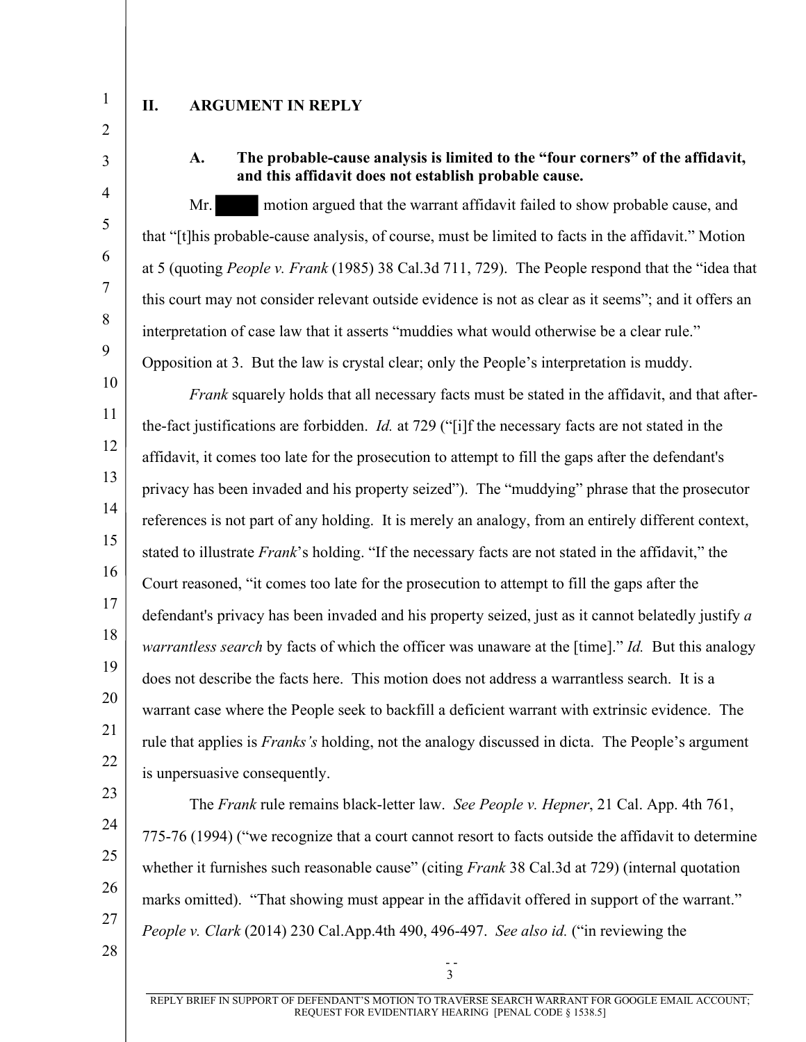## II. ARGUMENT IN REPLY

### A. The probable-cause analysis is limited to the "four corners" of the affidavit, and this affidavit does not establish probable cause.

Mr. ████ motion argued that the warrant affidavit failed to show probable cause, and that "[t]his probable-cause analysis, of course, must be limited to facts in the affidavit." Motion at 5 (quoting *People v. Frank* (1985) 38 Cal.3d 711, 729). The People respond that the "idea that this court may not consider relevant outside evidence is not as clear as it seems"; and it offers an interpretation of case law that it asserts "muddies what would otherwise be a clear rule." Opposition at 3. But the law is crystal clear; only the People's interpretation is muddy.

*Frank* squarely holds that all necessary facts must be stated in the affidavit, and that after-the-fact justifications are forbidden. *Id.* at 729 ("[i]f the necessary facts are not stated in the affidavit, it comes too late for the prosecution to attempt to fill the gaps after the defendant's privacy has been invaded and his property seized"). The "muddying" phrase that the prosecutor references is not part of any holding. It is merely an analogy, from an entirely different context, stated to illustrate *Frank*'s holding. "If the necessary facts are not stated in the affidavit," the Court reasoned, "it comes too late for the prosecution to attempt to fill the gaps after the defendant's privacy has been invaded and his property seized, just as it cannot belatedly justify *a warrantless search* by facts of which the officer was unaware at the [time]." *Id.* But this analogy does not describe the facts here. This motion does not address a warrantless search. It is a warrant case where the People seek to backfill a deficient warrant with extrinsic evidence. The rule that applies is *Franks's* holding, not the analogy discussed in dicta. The People's argument is unpersuasive consequently.

The *Frank* rule remains black-letter law. *See People v. Hepner*, 21 Cal. App. 4th 761, 775-76 (1994) ("we recognize that a court cannot resort to facts outside the affidavit to determine whether it furnishes such reasonable cause" (citing *Frank* 38 Cal.3d at 729) (internal quotation marks omitted). "That showing must appear in the affidavit offered in support of the warrant." *People v. Clark* (2014) 230 Cal.App.4th 490, 496-497. *See also id.* ("in reviewing the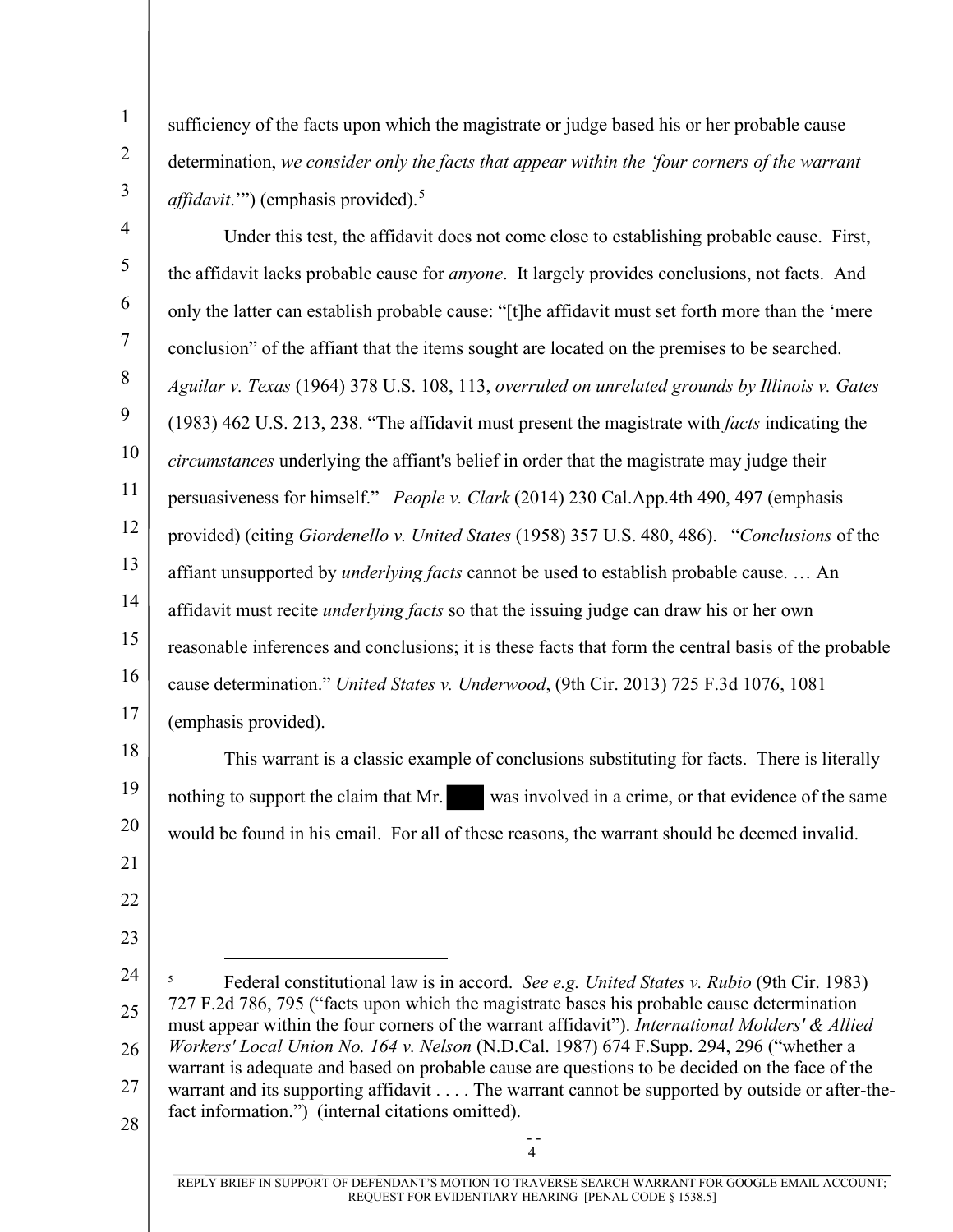sufficiency of the facts upon which the magistrate or judge based his or her probable cause determination, *we consider only the facts that appear within the 'four corners of the warrant affidavit*.'") (emphasis provided).[5]

Under this test, the affidavit does not come close to establishing probable cause. First, the affidavit lacks probable cause for *anyone*. It largely provides conclusions, not facts. And only the latter can establish probable cause: "[t]he affidavit must set forth more than the 'mere conclusion" of the affiant that the items sought are located on the premises to be searched. *Aguilar v. Texas* (1964) 378 U.S. 108, 113, *overruled on unrelated grounds by Illinois v. Gates* (1983) 462 U.S. 213, 238. "The affidavit must present the magistrate with *facts* indicating the *circumstances* underlying the affiant's belief in order that the magistrate may judge their persuasiveness for himself." *People v. Clark* (2014) 230 Cal.App.4th 490, 497 (emphasis provided) (citing *Giordenello v. United States* (1958) 357 U.S. 480, 486). "*Conclusions* of the affiant unsupported by *underlying facts* cannot be used to establish probable cause. … An affidavit must recite *underlying facts* so that the issuing judge can draw his or her own reasonable inferences and conclusions; it is these facts that form the central basis of the probable cause determination." *United States v. Underwood*, (9th Cir. 2013) 725 F.3d 1076, 1081 (emphasis provided).

This warrant is a classic example of conclusions substituting for facts. There is literally nothing to support the claim that Mr. ████ was involved in a crime, or that evidence of the same would be found in his email. For all of these reasons, the warrant should be deemed invalid.

---

[5] Federal constitutional law is in accord. *See e.g. United States v. Rubio* (9th Cir. 1983) 727 F.2d 786, 795 ("facts upon which the magistrate bases his probable cause determination must appear within the four corners of the warrant affidavit"). *International Molders' & Allied Workers' Local Union No. 164 v. Nelson* (N.D.Cal. 1987) 674 F.Supp. 294, 296 ("whether a warrant is adequate and based on probable cause are questions to be decided on the face of the warrant and its supporting affidavit . . . . The warrant cannot be supported by outside or after-the-fact information.") (internal citations omitted).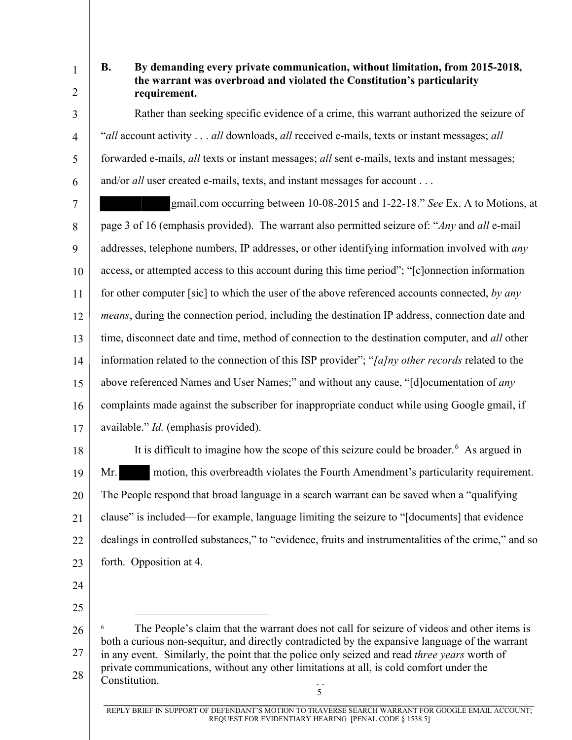### B. By demanding every private communication, without limitation, from 2015-2018, the warrant was overbroad and violated the Constitution's particularity requirement.

Rather than seeking specific evidence of a crime, this warrant authorized the seizure of "*all* account activity . . . *all* downloads, *all* received e-mails, texts or instant messages; *all* forwarded e-mails, *all* texts or instant messages; *all* sent e-mails, texts and instant messages; and/or *all* user created e-mails, texts, and instant messages for account . . . [REDACTED]gmail.com occurring between 10-08-2015 and 1-22-18." *See* Ex. A to Motions, at page 3 of 16 (emphasis provided). The warrant also permitted seizure of: "*Any* and *all* e-mail addresses, telephone numbers, IP addresses, or other identifying information involved with *any* access, or attempted access to this account during this time period"; "[c]onnection information for other computer [sic] to which the user of the above referenced accounts connected, *by any means*, during the connection period, including the destination IP address, connection date and time, disconnect date and time, method of connection to the destination computer, and *all* other information related to the connection of this ISP provider"; "*[a]ny other records* related to the above referenced Names and User Names;" and without any cause, "[d]ocumentation of *any* complaints made against the subscriber for inappropriate conduct while using Google gmail, if available." *Id.* (emphasis provided).

It is difficult to imagine how the scope of this seizure could be broader.[6] As argued in Mr. [REDACTED] motion, this overbreadth violates the Fourth Amendment's particularity requirement. The People respond that broad language in a search warrant can be saved when a "qualifying clause" is included—for example, language limiting the seizure to "[documents] that evidence dealings in controlled substances," to "evidence, fruits and instrumentalities of the crime," and so forth. Opposition at 4.

---

[6] The People's claim that the warrant does not call for seizure of videos and other items is both a curious non-sequitur, and directly contradicted by the expansive language of the warrant in any event. Similarly, the point that the police only seized and read *three years* worth of private communications, without any other limitations at all, is cold comfort under the Constitution.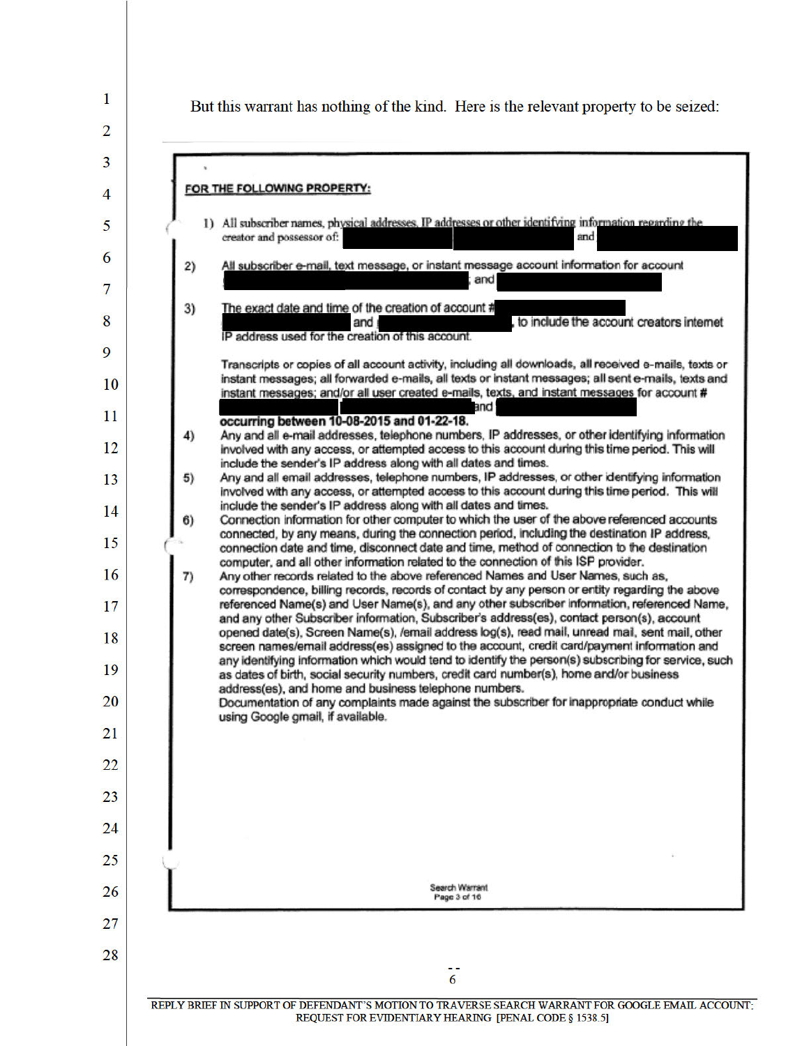But this warrant has nothing of the kind. Here is the relevant property to be seized:

> **FOR THE FOLLOWING PROPERTY:**
>
> 1) All subscriber names, physical addresses, IP addresses or other identifying information regarding the creator and possessor of: [REDACTED] [REDACTED] and [REDACTED]
>
> 2) All subscriber e-mail, text message, or instant message account information for account [REDACTED]; and [REDACTED]
>
> 3) The exact date and time of the creation of account # [REDACTED] [REDACTED] and [REDACTED], to include the account creators internet IP address used for the creation of this account.
>
> Transcripts or copies of all account activity, including all downloads, all received e-mails, texts or instant messages; all forwarded e-mails, all texts or instant messages; all sent e-mails, texts and instant messages; and/or all user created e-mails, texts, and instant messages for account # [REDACTED] [REDACTED] and [REDACTED]
> **occurring between 10-08-2015 and 01-22-18.**
>
> 4) Any and all e-mail addresses, telephone numbers, IP addresses, or other identifying information involved with any access, or attempted access to this account during this time period. This will include the sender's IP address along with all dates and times.
>
> 5) Any and all email addresses, telephone numbers, IP addresses, or other identifying information involved with any access, or attempted access to this account during this time period. This will include the sender's IP address along with all dates and times.
>
> 6) Connection information for other computer to which the user of the above referenced accounts connected, by any means, during the connection period, including the destination IP address, connection date and time, disconnect date and time, method of connection to the destination computer, and all other information related to the connection of this ISP provider.
>
> 7) Any other records related to the above referenced Names and User Names, such as, correspondence, billing records, records of contact by any person or entity regarding the above referenced Name(s) and User Name(s), and any other subscriber information, referenced Name, and any other Subscriber information, Subscriber's address(es), contact person(s), account opened date(s), Screen Name(s), /email address log(s), read mail, unread mail, sent mail, other screen names/email address(es) assigned to the account, credit card/payment information and any identifying information which would tend to identify the person(s) subscribing for service, such as dates of birth, social security numbers, credit card number(s), home and/or business address(es), and home and business telephone numbers.
>
> Documentation of any complaints made against the subscriber for inappropriate conduct while using Google gmail, if available.
>
> Search Warrant
> Page 3 of 16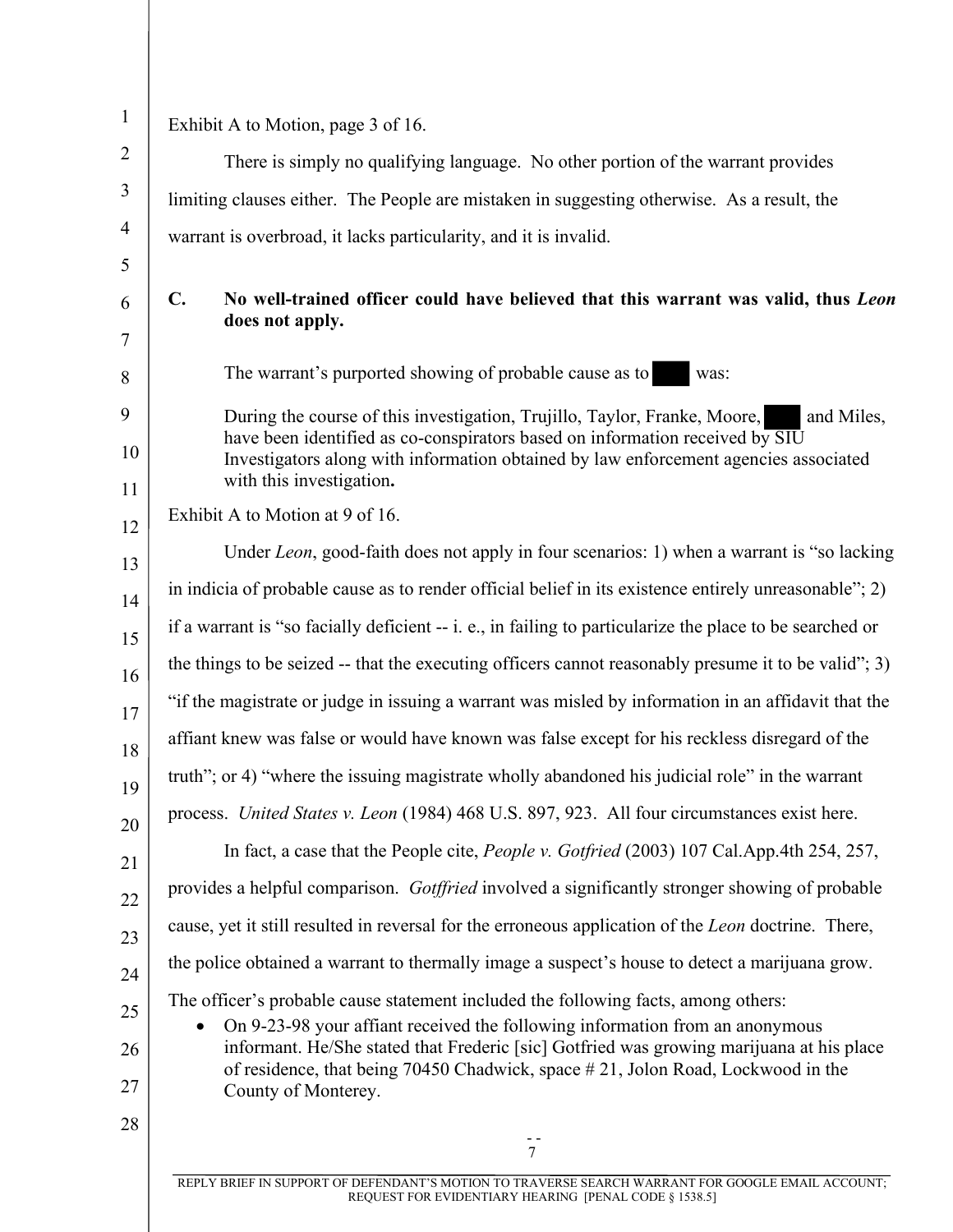Exhibit A to Motion, page 3 of 16.

There is simply no qualifying language. No other portion of the warrant provides limiting clauses either. The People are mistaken in suggesting otherwise. As a result, the warrant is overbroad, it lacks particularity, and it is invalid.

## C. No well-trained officer could have believed that this warrant was valid, thus *Leon* does not apply.

The warrant's purported showing of probable cause as to [REDACTED] was:

> During the course of this investigation, Trujillo, Taylor, Franke, Moore, [REDACTED] and Miles, have been identified as co-conspirators based on information received by SIU Investigators along with information obtained by law enforcement agencies associated with this investigation**.**

Exhibit A to Motion at 9 of 16.

Under *Leon*, good-faith does not apply in four scenarios: 1) when a warrant is "so lacking in indicia of probable cause as to render official belief in its existence entirely unreasonable"; 2) if a warrant is "so facially deficient -- i. e., in failing to particularize the place to be searched or the things to be seized -- that the executing officers cannot reasonably presume it to be valid"; 3) "if the magistrate or judge in issuing a warrant was misled by information in an affidavit that the affiant knew was false or would have known was false except for his reckless disregard of the truth"; or 4) "where the issuing magistrate wholly abandoned his judicial role" in the warrant process. *United States v. Leon* (1984) 468 U.S. 897, 923. All four circumstances exist here.

In fact, a case that the People cite, *People v. Gotfried* (2003) 107 Cal.App.4th 254, 257, provides a helpful comparison. *Gotffried* involved a significantly stronger showing of probable cause, yet it still resulted in reversal for the erroneous application of the *Leon* doctrine. There, the police obtained a warrant to thermally image a suspect's house to detect a marijuana grow. The officer's probable cause statement included the following facts, among others:

- On 9-23-98 your affiant received the following information from an anonymous informant. He/She stated that Frederic [sic] Gotfried was growing marijuana at his place of residence, that being 70450 Chadwick, space # 21, Jolon Road, Lockwood in the County of Monterey.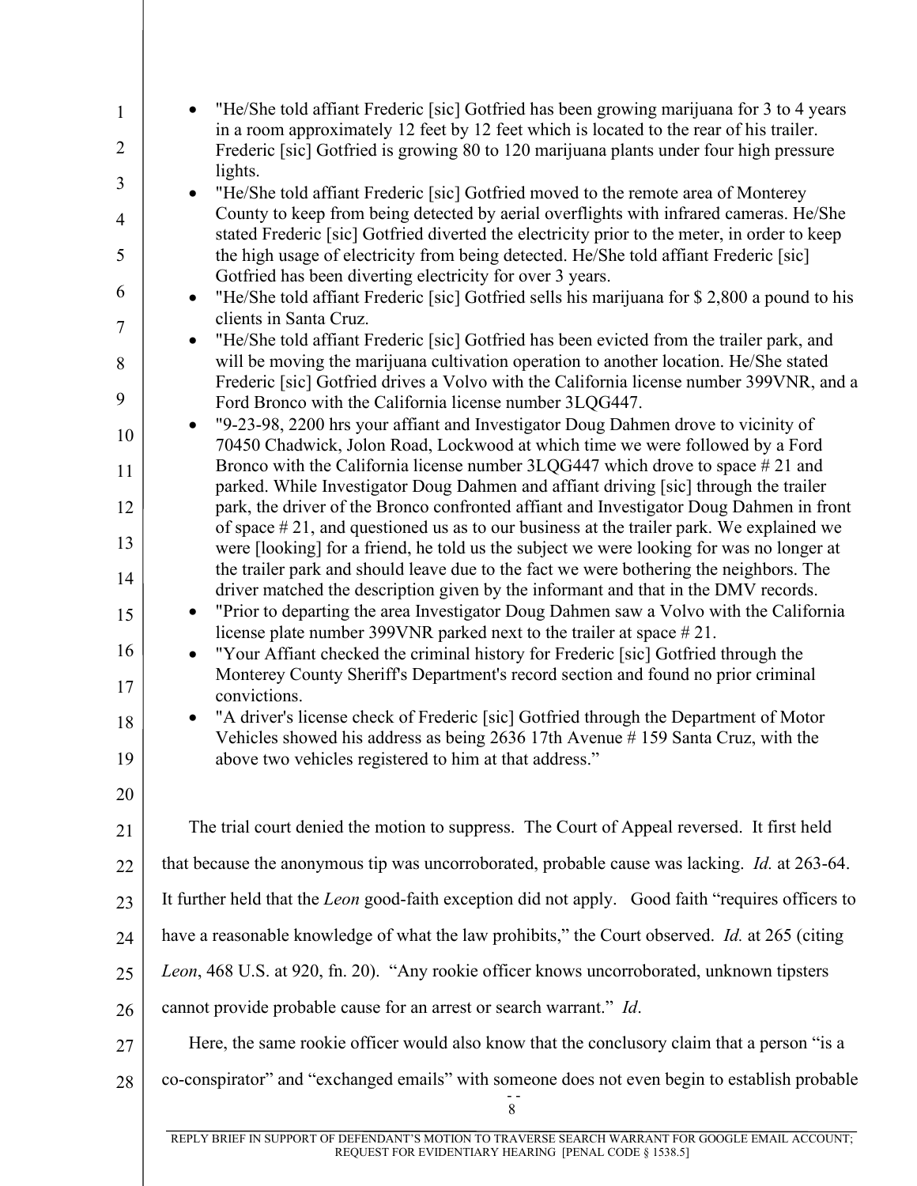- "He/She told affiant Frederic [sic] Gotfried has been growing marijuana for 3 to 4 years in a room approximately 12 feet by 12 feet which is located to the rear of his trailer. Frederic [sic] Gotfried is growing 80 to 120 marijuana plants under four high pressure lights.
- "He/She told affiant Frederic [sic] Gotfried moved to the remote area of Monterey County to keep from being detected by aerial overflights with infrared cameras. He/She stated Frederic [sic] Gotfried diverted the electricity prior to the meter, in order to keep the high usage of electricity from being detected. He/She told affiant Frederic [sic] Gotfried has been diverting electricity for over 3 years.
- "He/She told affiant Frederic [sic] Gotfried sells his marijuana for $ 2,800 a pound to his clients in Santa Cruz.
- "He/She told affiant Frederic [sic] Gotfried has been evicted from the trailer park, and will be moving the marijuana cultivation operation to another location. He/She stated Frederic [sic] Gotfried drives a Volvo with the California license number 399VNR, and a Ford Bronco with the California license number 3LQG447.
- "9-23-98, 2200 hrs your affiant and Investigator Doug Dahmen drove to vicinity of 70450 Chadwick, Jolon Road, Lockwood at which time we were followed by a Ford Bronco with the California license number 3LQG447 which drove to space # 21 and parked. While Investigator Doug Dahmen and affiant driving [sic] through the trailer park, the driver of the Bronco confronted affiant and Investigator Doug Dahmen in front of space # 21, and questioned us as to our business at the trailer park. We explained we were [looking] for a friend, he told us the subject we were looking for was no longer at the trailer park and should leave due to the fact we were bothering the neighbors. The driver matched the description given by the informant and that in the DMV records.
- "Prior to departing the area Investigator Doug Dahmen saw a Volvo with the California license plate number 399VNR parked next to the trailer at space # 21.
- "Your Affiant checked the criminal history for Frederic [sic] Gotfried through the Monterey County Sheriff's Department's record section and found no prior criminal convictions.
- "A driver's license check of Frederic [sic] Gotfried through the Department of Motor Vehicles showed his address as being 2636 17th Avenue # 159 Santa Cruz, with the above two vehicles registered to him at that address."

The trial court denied the motion to suppress. The Court of Appeal reversed. It first held that because the anonymous tip was uncorroborated, probable cause was lacking. *Id.* at 263-64. It further held that the *Leon* good-faith exception did not apply. Good faith "requires officers to have a reasonable knowledge of what the law prohibits," the Court observed. *Id.* at 265 (citing *Leon*, 468 U.S. at 920, fn. 20). "Any rookie officer knows uncorroborated, unknown tipsters cannot provide probable cause for an arrest or search warrant." *Id*.

Here, the same rookie officer would also know that the conclusory claim that a person "is a co-conspirator" and "exchanged emails" with someone does not even begin to establish probable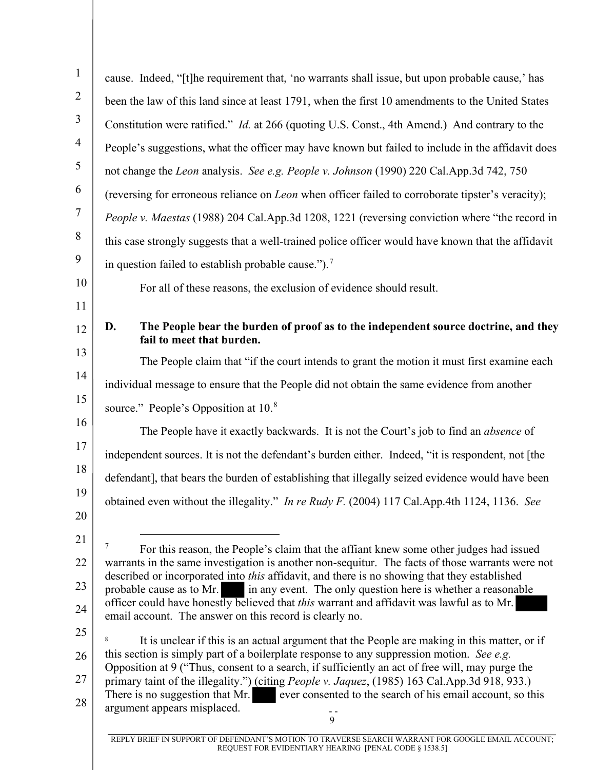cause. Indeed, "[t]he requirement that, 'no warrants shall issue, but upon probable cause,' has been the law of this land since at least 1791, when the first 10 amendments to the United States Constitution were ratified." *Id.* at 266 (quoting U.S. Const., 4th Amend.) And contrary to the People's suggestions, what the officer may have known but failed to include in the affidavit does not change the *Leon* analysis. *See e.g. People v. Johnson* (1990) 220 Cal.App.3d 742, 750 (reversing for erroneous reliance on *Leon* when officer failed to corroborate tipster's veracity); *People v. Maestas* (1988) 204 Cal.App.3d 1208, 1221 (reversing conviction where "the record in this case strongly suggests that a well-trained police officer would have known that the affidavit in question failed to establish probable cause.").[7]

For all of these reasons, the exclusion of evidence should result.

### D. The People bear the burden of proof as to the independent source doctrine, and they fail to meet that burden.

The People claim that "if the court intends to grant the motion it must first examine each individual message to ensure that the People did not obtain the same evidence from another source." People's Opposition at 10.[8]

The People have it exactly backwards. It is not the Court's job to find an *absence* of independent sources. It is not the defendant's burden either. Indeed, "it is respondent, not [the defendant], that bears the burden of establishing that illegally seized evidence would have been obtained even without the illegality." *In re Rudy F.* (2004) 117 Cal.App.4th 1124, 1136. *See*

---

[7] For this reason, the People's claim that the affiant knew some other judges had issued warrants in the same investigation is another non-sequitur. The facts of those warrants were not described or incorporated into *this* affidavit, and there is no showing that they established probable cause as to Mr. ████ in any event. The only question here is whether a reasonable officer could have honestly believed that *this* warrant and affidavit was lawful as to Mr. ████ email account. The answer on this record is clearly no.

[8] It is unclear if this is an actual argument that the People are making in this matter, or if this section is simply part of a boilerplate response to any suppression motion. *See e.g.* Opposition at 9 ("Thus, consent to a search, if sufficiently an act of free will, may purge the primary taint of the illegality.") (citing *People v. Jaquez*, (1985) 163 Cal.App.3d 918, 933.) There is no suggestion that Mr. ████ ever consented to the search of his email account, so this argument appears misplaced.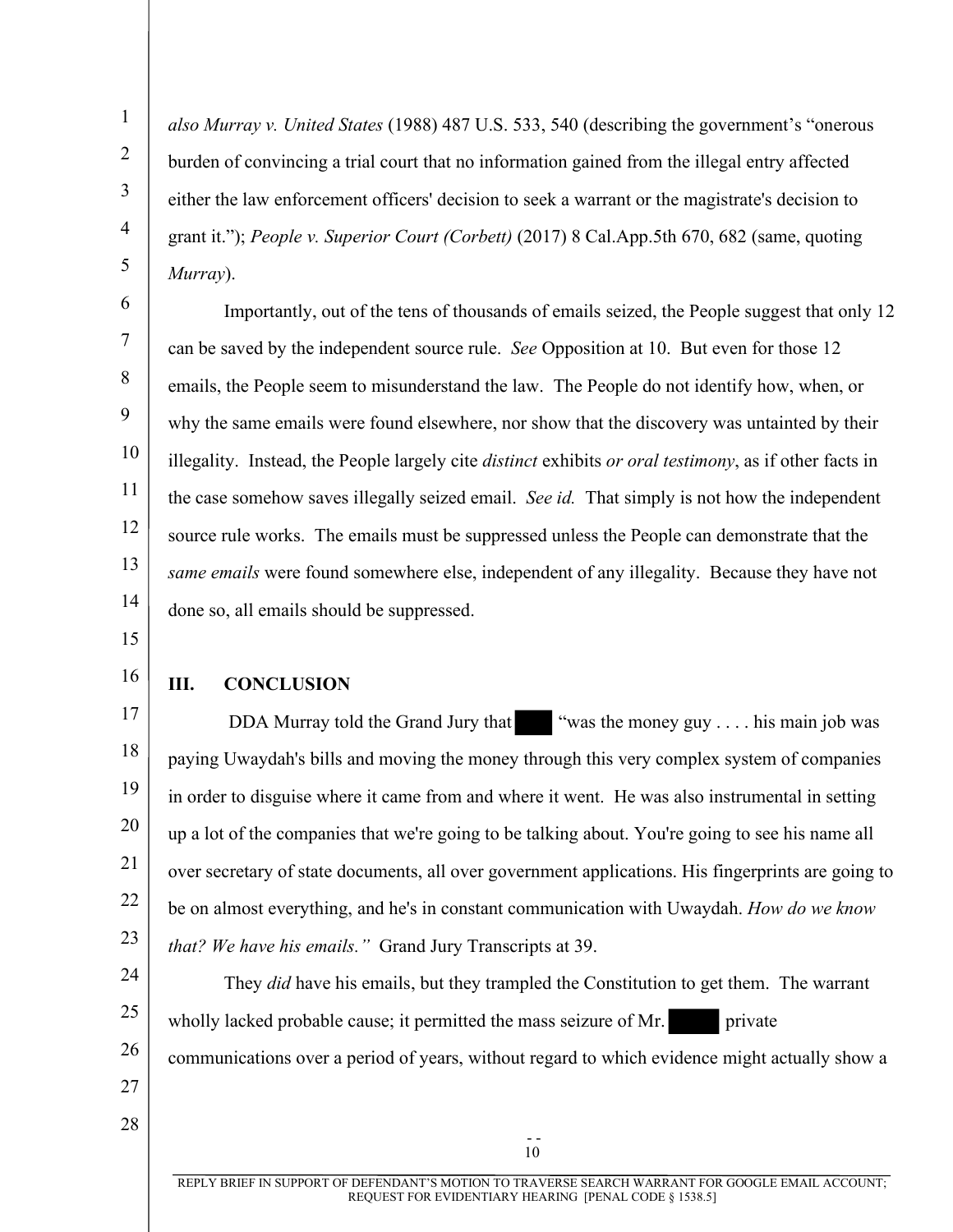*also Murray v. United States* (1988) 487 U.S. 533, 540 (describing the government's "onerous burden of convincing a trial court that no information gained from the illegal entry affected either the law enforcement officers' decision to seek a warrant or the magistrate's decision to grant it."); *People v. Superior Court (Corbett)* (2017) 8 Cal.App.5th 670, 682 (same, quoting *Murray*).

Importantly, out of the tens of thousands of emails seized, the People suggest that only 12 can be saved by the independent source rule. *See* Opposition at 10. But even for those 12 emails, the People seem to misunderstand the law. The People do not identify how, when, or why the same emails were found elsewhere, nor show that the discovery was untainted by their illegality. Instead, the People largely cite *distinct* exhibits *or oral testimony*, as if other facts in the case somehow saves illegally seized email. *See id.* That simply is not how the independent source rule works. The emails must be suppressed unless the People can demonstrate that the *same emails* were found somewhere else, independent of any illegality. Because they have not done so, all emails should be suppressed.

## III. CONCLUSION

DDA Murray told the Grand Jury that ███ "was the money guy . . . . his main job was paying Uwaydah's bills and moving the money through this very complex system of companies in order to disguise where it came from and where it went. He was also instrumental in setting up a lot of the companies that we're going to be talking about. You're going to see his name all over secretary of state documents, all over government applications. His fingerprints are going to be on almost everything, and he's in constant communication with Uwaydah. *How do we know that? We have his emails."* Grand Jury Transcripts at 39.

They *did* have his emails, but they trampled the Constitution to get them. The warrant wholly lacked probable cause; it permitted the mass seizure of Mr. ███ private communications over a period of years, without regard to which evidence might actually show a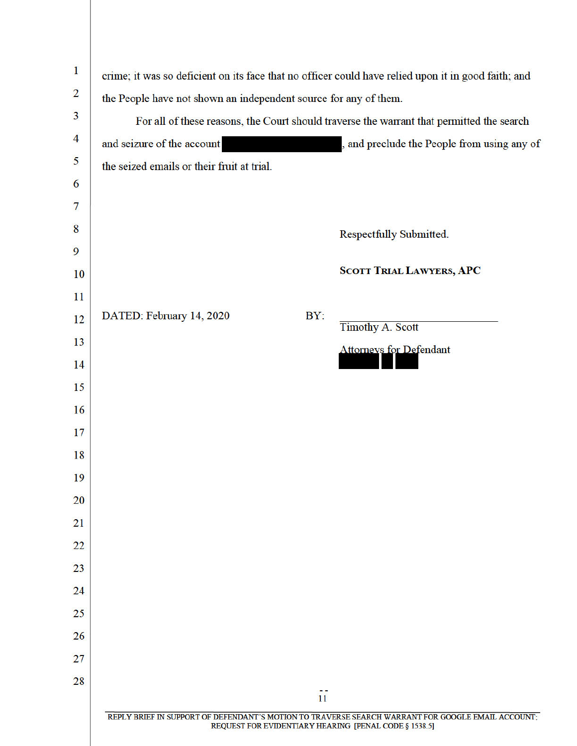crime; it was so deficient on its face that no officer could have relied upon it in good faith; and the People have not shown an independent source for any of them.

For all of these reasons, the Court should traverse the warrant that permitted the search and seizure of the account [REDACTED], and preclude the People from using any of the seized emails or their fruit at trial.

Respectfully Submitted.

**SCOTT TRIAL LAWYERS, APC**

DATED: February 14, 2020

BY: ______________________________

Timothy A. Scott

Attorneys for Defendant [REDACTED]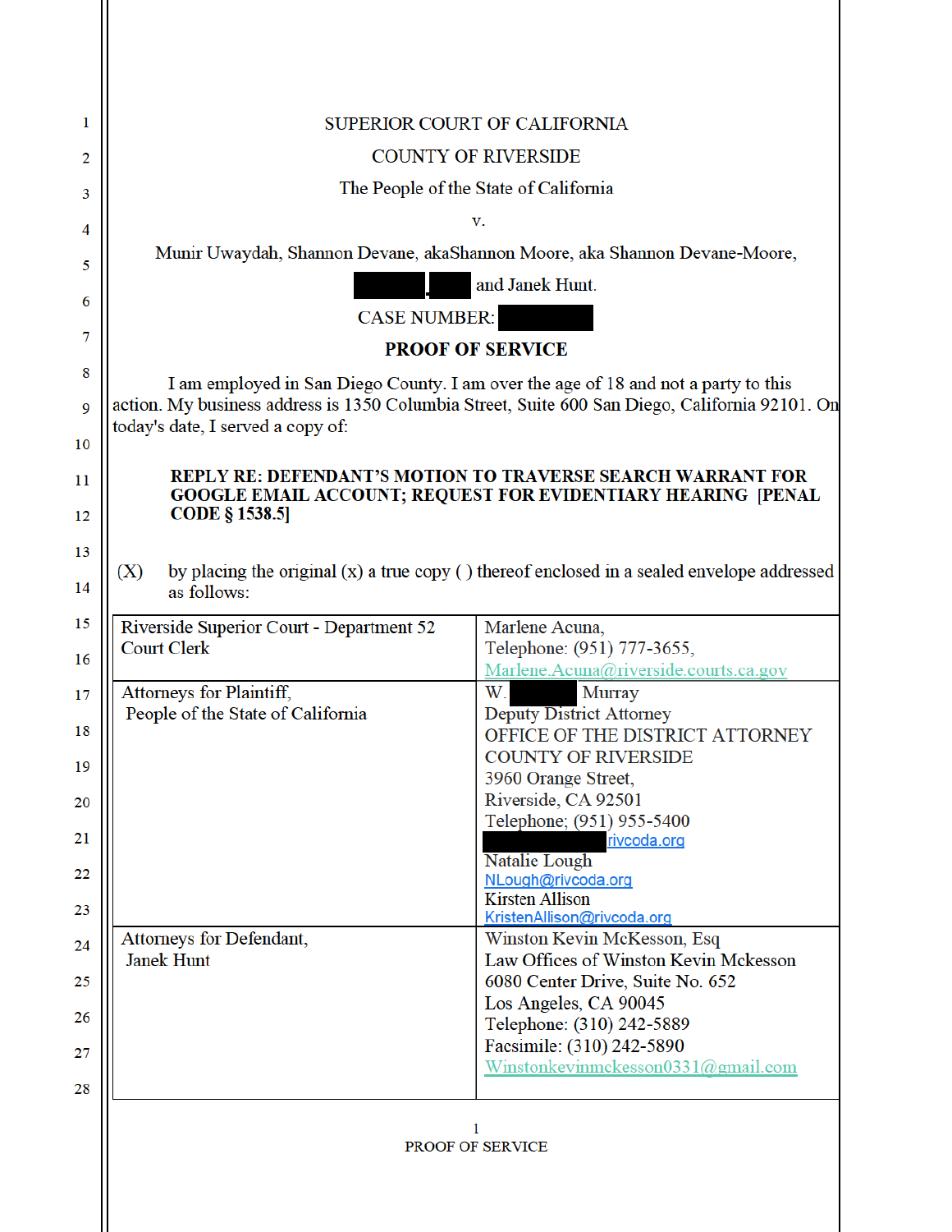SUPERIOR COURT OF CALIFORNIA

COUNTY OF RIVERSIDE

The People of the State of California

v.

Munir Uwaydah, Shannon Devane, akaShannon Moore, aka Shannon Devane-Moore,

███ ███ and Janek Hunt.

CASE NUMBER: ███

**PROOF OF SERVICE**

I am employed in San Diego County. I am over the age of 18 and not a party to this action. My business address is 1350 Columbia Street, Suite 600 San Diego, California 92101. On today's date, I served a copy of:

**REPLY RE: DEFENDANT'S MOTION TO TRAVERSE SEARCH WARRANT FOR GOOGLE EMAIL ACCOUNT; REQUEST FOR EVIDENTIARY HEARING [PENAL CODE § 1538.5]**

(X) by placing the original (x) a true copy ( ) thereof enclosed in a sealed envelope addressed as follows:

| | |
|---|---|
| Riverside Superior Court - Department 52<br>Court Clerk | Marlene Acuna,<br>Telephone: (951) 777-3655,<br>Marlene.Acuna@riverside.courts.ca.gov |
| Attorneys for Plaintiff,<br>People of the State of California | W. ███ Murray<br>Deputy District Attorney<br>OFFICE OF THE DISTRICT ATTORNEY<br>COUNTY OF RIVERSIDE<br>3960 Orange Street,<br>Riverside, CA 92501<br>Telephone; (951) 955-5400<br>███rivcoda.org<br>Natalie Lough<br>NLough@rivcoda.org<br>Kirsten Allison<br>KristenAllison@rivcoda.org |
| Attorneys for Defendant,<br>Janek Hunt | Winston Kevin McKesson, Esq<br>Law Offices of Winston Kevin Mckesson<br>6080 Center Drive, Suite No. 652<br>Los Angeles, CA 90045<br>Telephone: (310) 242-5889<br>Facsimile: (310) 242-5890<br>Winstonkevinmckesson0331@gmail.com |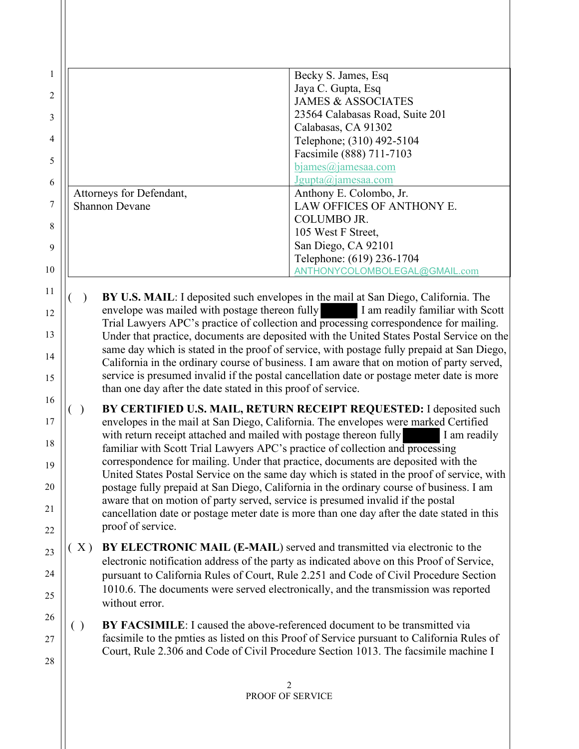| | |
|---|---|
| | Becky S. James, Esq<br>Jaya C. Gupta, Esq<br>JAMES & ASSOCIATES<br>23564 Calabasas Road, Suite 201<br>Calabasas, CA 91302<br>Telephone; (310) 492-5104<br>Facsimile (888) 711-7103<br>bjames@jamesaa.com<br>Jgupta@jamesaa.com |
| Attorneys for Defendant,<br>Shannon Devane | Anthony E. Colombo, Jr.<br>LAW OFFICES OF ANTHONY E. COLUMBO JR.<br>105 West F Street,<br>San Diego, CA 92101<br>Telephone: (619) 236-1704<br>ANTHONYCOLOMBOLEGAL@GMAIL.com |

( ) **BY U.S. MAIL**: I deposited such envelopes in the mail at San Diego, California. The envelope was mailed with postage thereon fully [REDACTED] I am readily familiar with Scott Trial Lawyers APC's practice of collection and processing correspondence for mailing. Under that practice, documents are deposited with the United States Postal Service on the same day which is stated in the proof of service, with postage fully prepaid at San Diego, California in the ordinary course of business. I am aware that on motion of party served, service is presumed invalid if the postal cancellation date or postage meter date is more than one day after the date stated in this proof of service.

( ) **BY CERTIFIED U.S. MAIL, RETURN RECEIPT REQUESTED:** I deposited such envelopes in the mail at San Diego, California. The envelopes were marked Certified with return receipt attached and mailed with postage thereon fully [REDACTED] I am readily familiar with Scott Trial Lawyers APC's practice of collection and processing correspondence for mailing. Under that practice, documents are deposited with the United States Postal Service on the same day which is stated in the proof of service, with postage fully prepaid at San Diego, California in the ordinary course of business. I am aware that on motion of party served, service is presumed invalid if the postal cancellation date or postage meter date is more than one day after the date stated in this proof of service.

( X ) **BY ELECTRONIC MAIL (E-MAIL)** served and transmitted via electronic to the electronic notification address of the party as indicated above on this Proof of Service, pursuant to California Rules of Court, Rule 2.251 and Code of Civil Procedure Section 1010.6. The documents were served electronically, and the transmission was reported without error.

( ) **BY FACSIMILE**: I caused the above-referenced document to be transmitted via facsimile to the pmties as listed on this Proof of Service pursuant to California Rules of Court, Rule 2.306 and Code of Civil Procedure Section 1013. The facsimile machine I

PROOF OF SERVICE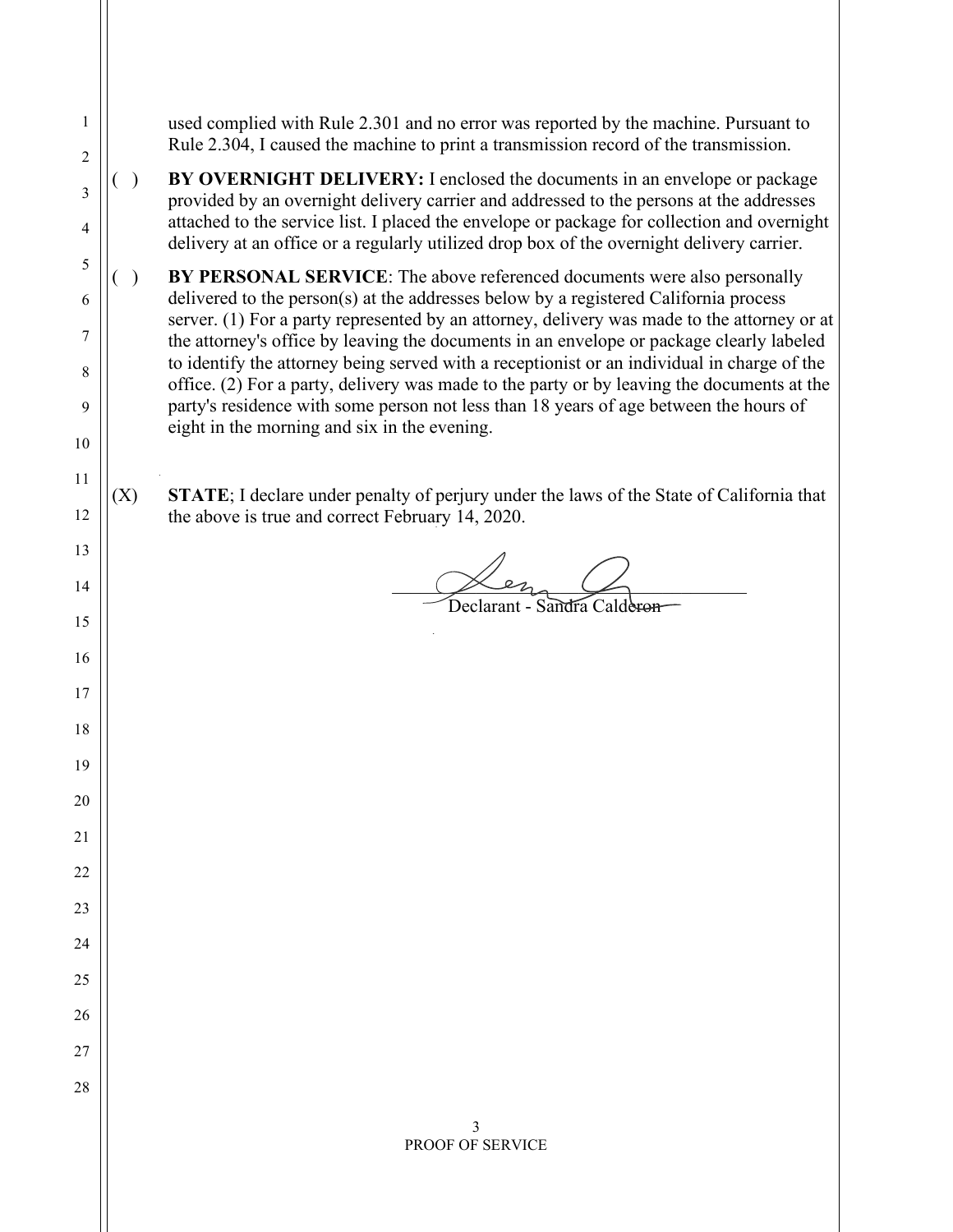used complied with Rule 2.301 and no error was reported by the machine. Pursuant to Rule 2.304, I caused the machine to print a transmission record of the transmission.

( ) **BY OVERNIGHT DELIVERY:** I enclosed the documents in an envelope or package provided by an overnight delivery carrier and addressed to the persons at the addresses attached to the service list. I placed the envelope or package for collection and overnight delivery at an office or a regularly utilized drop box of the overnight delivery carrier.

( ) **BY PERSONAL SERVICE**: The above referenced documents were also personally delivered to the person(s) at the addresses below by a registered California process server. (1) For a party represented by an attorney, delivery was made to the attorney or at the attorney's office by leaving the documents in an envelope or package clearly labeled to identify the attorney being served with a receptionist or an individual in charge of the office. (2) For a party, delivery was made to the party or by leaving the documents at the party's residence with some person not less than 18 years of age between the hours of eight in the morning and six in the evening.

(X) **STATE**; I declare under penalty of perjury under the laws of the State of California that the above is true and correct February 14, 2020.

Declarant - Sandra Calderon

PROOF OF SERVICE